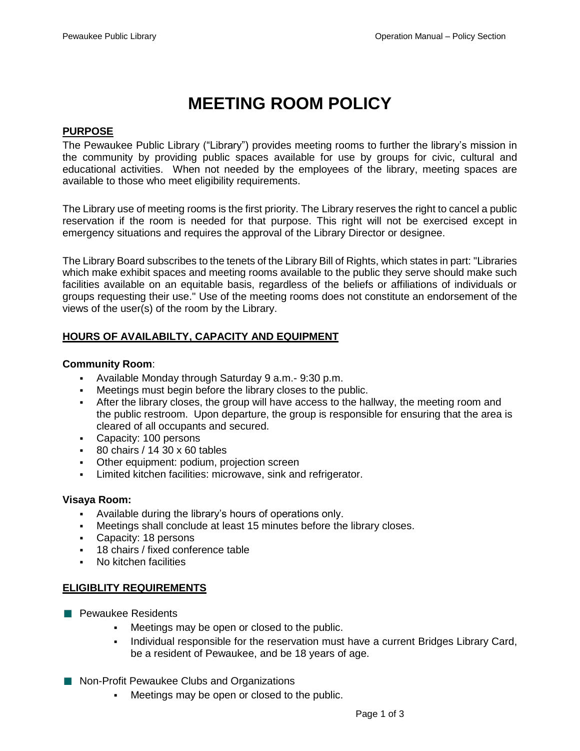# MEETING ROOM POLICY

## PURPOSE

The Pewaukee Public Library ("Library") provides meeting rooms to further the library's mission in the community by providing public spaces available for use by groups for civic, cultural and educational activities. When not needed by the employees of the library, meeting spaces are available to those who meet eligibility requirements.

The Library use of meeting rooms is the first priority. The Library reserves the right to cancel a public reservation if the room is needed for that purpose. This right will not be exercised except in emergency situations and requires the approval of the Library Director or designee.

The Library Board subscribes to the tenets of the Library Bill of Rights, which states in part: "Libraries which make exhibit spaces and meeting rooms available to the public they serve should make such facilities available on an equitable basis, regardless of the beliefs or affiliations of individuals or groups requesting their use." Use of the meeting rooms does not constitute an endorsement of the views of the user(s) of the room by the Library.

## HOURS OF AVAILABILTY, CAPACITY AND EQUIPMENT

**Community Room**:

- Available Monday through Saturday 9 a.m.- 9:30 p.m.
- Meetings must begin before the library closes to the public.
- After the library closes, the group will have access to the hallway, the meeting room and the public restroom. Upon departure, the group is responsible for ensuring that the area is cleared of all occupants and secured.
- Capacity: 100 persons
- 80 chairs / 14 30 x 60 tables
- Other equipment: podium, projection screen
- Limited kitchen facilities: microwave, sink and refrigerator.

**Visaya Room:**

- Available during the library's hours of operations only.
- Meetings shall conclude at least 15 minutes before the library closes.
- Capacity: 18 persons
- 18 chairs / fixed conference table
- No kitchen facilities

## ELIGIBLITY REQUIREMENTS

- Pewaukee Residents
  - Meetings may be open or closed to the public.
  - Individual responsible for the reservation must have a current Bridges Library Card, be a resident of Pewaukee, and be 18 years of age.

- Non-Profit Pewaukee Clubs and Organizations
  - Meetings may be open or closed to the public.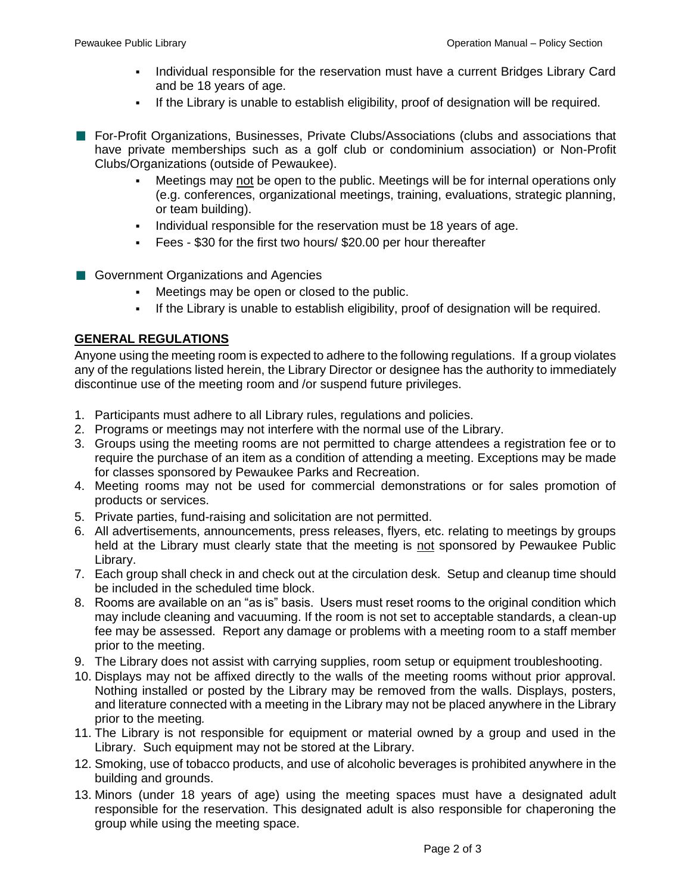- Individual responsible for the reservation must have a current Bridges Library Card and be 18 years of age.
- If the Library is unable to establish eligibility, proof of designation will be required.

- For-Profit Organizations, Businesses, Private Clubs/Associations (clubs and associations that have private memberships such as a golf club or condominium association) or Non-Profit Clubs/Organizations (outside of Pewaukee).
  - Meetings may not be open to the public. Meetings will be for internal operations only (e.g. conferences, organizational meetings, training, evaluations, strategic planning, or team building).
  - Individual responsible for the reservation must be 18 years of age.
  - Fees - $30 for the first two hours/ $20.00 per hour thereafter

- Government Organizations and Agencies
  - Meetings may be open or closed to the public.
  - If the Library is unable to establish eligibility, proof of designation will be required.

## GENERAL REGULATIONS

Anyone using the meeting room is expected to adhere to the following regulations. If a group violates any of the regulations listed herein, the Library Director or designee has the authority to immediately discontinue use of the meeting room and /or suspend future privileges.

1. Participants must adhere to all Library rules, regulations and policies.
2. Programs or meetings may not interfere with the normal use of the Library.
3. Groups using the meeting rooms are not permitted to charge attendees a registration fee or to require the purchase of an item as a condition of attending a meeting. Exceptions may be made for classes sponsored by Pewaukee Parks and Recreation.
4. Meeting rooms may not be used for commercial demonstrations or for sales promotion of products or services.
5. Private parties, fund-raising and solicitation are not permitted.
6. All advertisements, announcements, press releases, flyers, etc. relating to meetings by groups held at the Library must clearly state that the meeting is not sponsored by Pewaukee Public Library.
7. Each group shall check in and check out at the circulation desk. Setup and cleanup time should be included in the scheduled time block.
8. Rooms are available on an "as is" basis. Users must reset rooms to the original condition which may include cleaning and vacuuming. If the room is not set to acceptable standards, a clean-up fee may be assessed. Report any damage or problems with a meeting room to a staff member prior to the meeting.
9. The Library does not assist with carrying supplies, room setup or equipment troubleshooting.
10. Displays may not be affixed directly to the walls of the meeting rooms without prior approval. Nothing installed or posted by the Library may be removed from the walls. Displays, posters, and literature connected with a meeting in the Library may not be placed anywhere in the Library prior to the meeting.
11. The Library is not responsible for equipment or material owned by a group and used in the Library. Such equipment may not be stored at the Library.
12. Smoking, use of tobacco products, and use of alcoholic beverages is prohibited anywhere in the building and grounds.
13. Minors (under 18 years of age) using the meeting spaces must have a designated adult responsible for the reservation. This designated adult is also responsible for chaperoning the group while using the meeting space.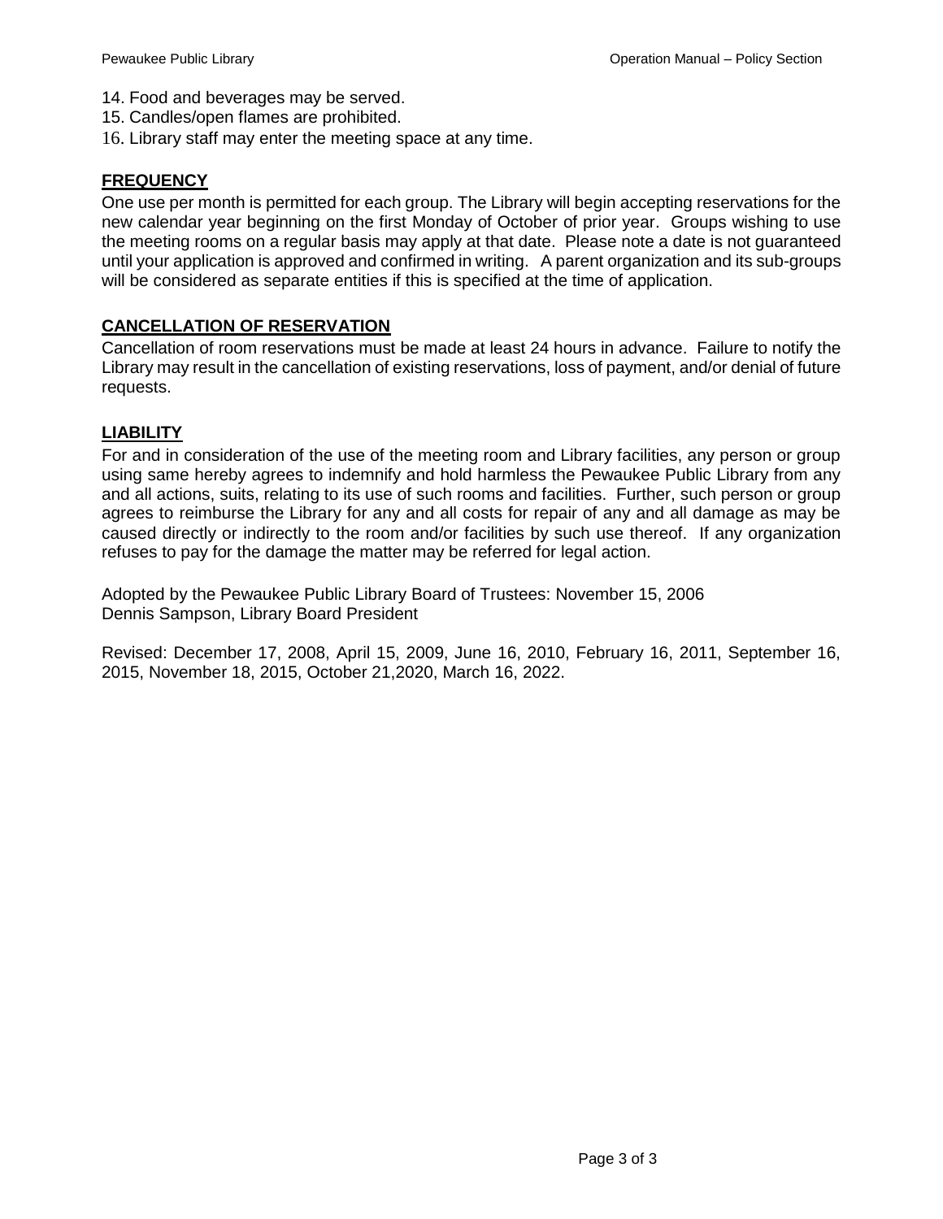14. Food and beverages may be served.
15. Candles/open flames are prohibited.
16. Library staff may enter the meeting space at any time.

## FREQUENCY

One use per month is permitted for each group. The Library will begin accepting reservations for the new calendar year beginning on the first Monday of October of prior year. Groups wishing to use the meeting rooms on a regular basis may apply at that date. Please note a date is not guaranteed until your application is approved and confirmed in writing. A parent organization and its sub-groups will be considered as separate entities if this is specified at the time of application.

## CANCELLATION OF RESERVATION

Cancellation of room reservations must be made at least 24 hours in advance. Failure to notify the Library may result in the cancellation of existing reservations, loss of payment, and/or denial of future requests.

## LIABILITY

For and in consideration of the use of the meeting room and Library facilities, any person or group using same hereby agrees to indemnify and hold harmless the Pewaukee Public Library from any and all actions, suits, relating to its use of such rooms and facilities. Further, such person or group agrees to reimburse the Library for any and all costs for repair of any and all damage as may be caused directly or indirectly to the room and/or facilities by such use thereof. If any organization refuses to pay for the damage the matter may be referred for legal action.

Adopted by the Pewaukee Public Library Board of Trustees: November 15, 2006
Dennis Sampson, Library Board President

Revised: December 17, 2008, April 15, 2009, June 16, 2010, February 16, 2011, September 16, 2015, November 18, 2015, October 21,2020, March 16, 2022.